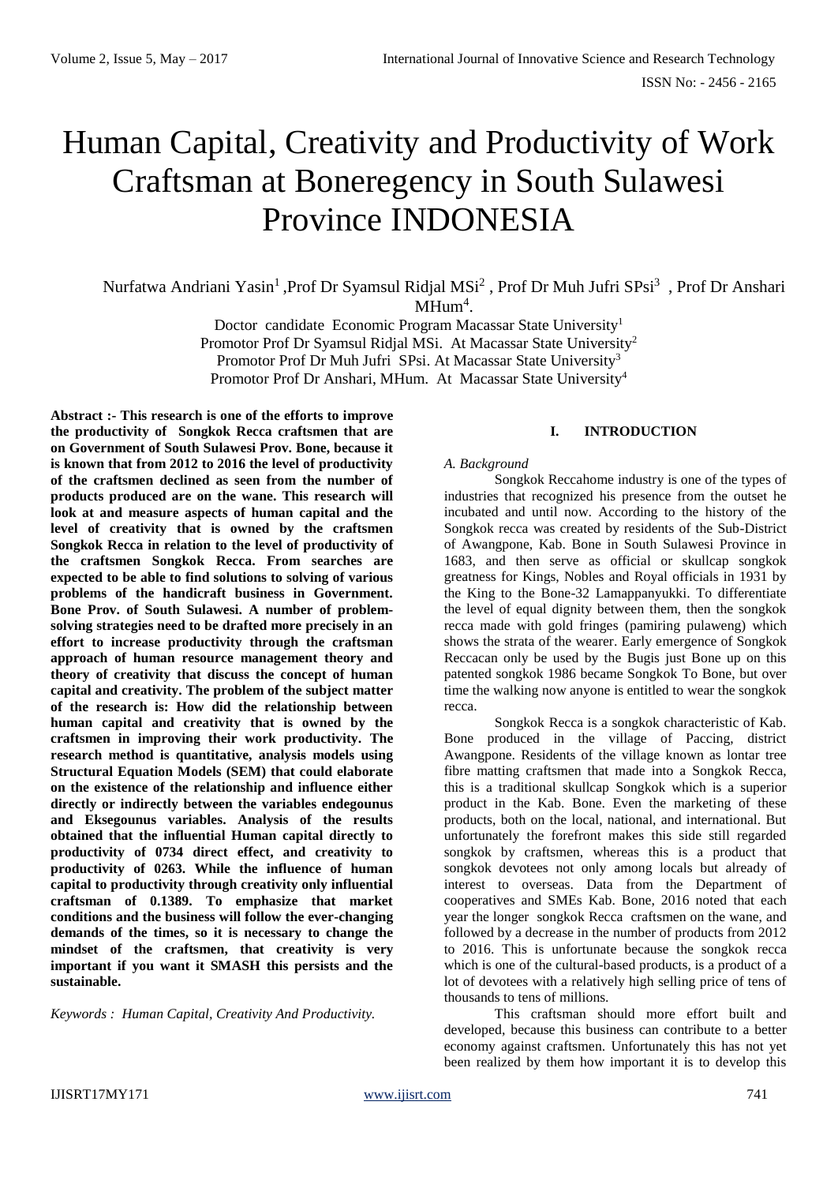# Human Capital, Creativity and Productivity of Work Craftsman at Boneregency in South Sulawesi Province INDONESIA

Nurfatwa Andriani Yasin[1] ,Prof Dr Syamsul Ridjal MSi[2] , Prof Dr Muh Jufri SPsi[3] , Prof Dr Anshari MHum[4].

Doctor candidate Economic Program Macassar State University[1]
Promotor Prof Dr Syamsul Ridjal MSi. At Macassar State University[2]
Promotor Prof Dr Muh Jufri SPsi. At Macassar State University[3]
Promotor Prof Dr Anshari, MHum. At Macassar State University[4]

**Abstract :- This research is one of the efforts to improve the productivity of Songkok Recca craftsmen that are on Government of South Sulawesi Prov. Bone, because it is known that from 2012 to 2016 the level of productivity of the craftsmen declined as seen from the number of products produced are on the wane. This research will look at and measure aspects of human capital and the level of creativity that is owned by the craftsmen Songkok Recca in relation to the level of productivity of the craftsmen Songkok Recca. From searches are expected to be able to find solutions to solving of various problems of the handicraft business in Government. Bone Prov. of South Sulawesi. A number of problem-solving strategies need to be drafted more precisely in an effort to increase productivity through the craftsman approach of human resource management theory and theory of creativity that discuss the concept of human capital and creativity. The problem of the subject matter of the research is: How did the relationship between human capital and creativity that is owned by the craftsmen in improving their work productivity. The research method is quantitative, analysis models using Structural Equation Models (SEM) that could elaborate on the existence of the relationship and influence either directly or indirectly between the variables endegounus and Eksegounus variables. Analysis of the results obtained that the influential Human capital directly to productivity of 0734 direct effect, and creativity to productivity of 0.263. While the influence of human capital to productivity through creativity only influential craftsman of 0.1389. To emphasize that market conditions and the business will follow the ever-changing demands of the times, so it is necessary to change the mindset of the craftsmen, that creativity is very important if you want it SMASH this persists and the sustainable.**

*Keywords : Human Capital, Creativity And Productivity.*

## I. INTRODUCTION

### *A. Background*

Songkok Reccahome industry is one of the types of industries that recognized his presence from the outset he incubated and until now. According to the history of the Songkok recca was created by residents of the Sub-District of Awangpone, Kab. Bone in South Sulawesi Province in 1683, and then serve as official or skullcap songkok greatness for Kings, Nobles and Royal officials in 1931 by the King to the Bone-32 Lamappanyukki. To differentiate the level of equal dignity between them, then the songkok recca made with gold fringes (pamiring pulaweng) which shows the strata of the wearer. Early emergence of Songkok Reccacan only be used by the Bugis just Bone up on this patented songkok 1986 became Songkok To Bone, but over time the walking now anyone is entitled to wear the songkok recca.

Songkok Recca is a songkok characteristic of Kab. Bone produced in the village of Paccing, district Awangpone. Residents of the village known as lontar tree fibre matting craftsmen that made into a Songkok Recca, this is a traditional skullcap Songkok which is a superior product in the Kab. Bone. Even the marketing of these products, both on the local, national, and international. But unfortunately the forefront makes this side still regarded songkok by craftsmen, whereas this is a product that songkok devotees not only among locals but already of interest to overseas. Data from the Department of cooperatives and SMEs Kab. Bone, 2016 noted that each year the longer songkok Recca craftsmen on the wane, and followed by a decrease in the number of products from 2012 to 2016. This is unfortunate because the songkok recca which is one of the cultural-based products, is a product of a lot of devotees with a relatively high selling price of tens of thousands to tens of millions.

This craftsman should more effort built and developed, because this business can contribute to a better economy against craftsmen. Unfortunately this has not yet been realized by them how important it is to develop this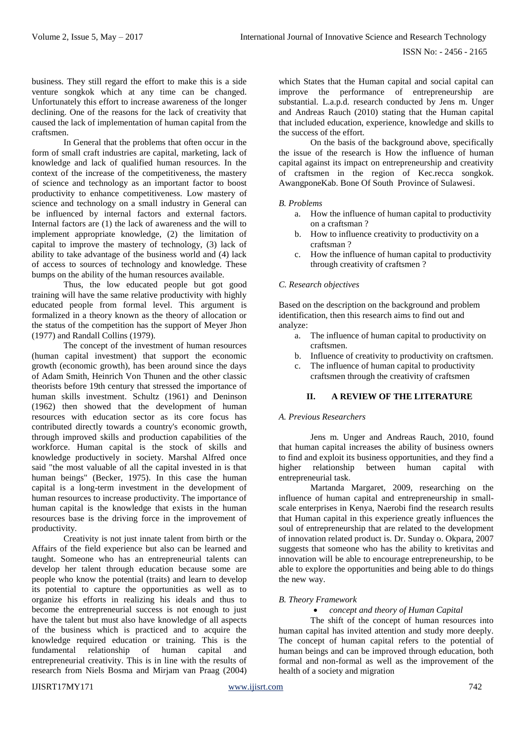business. They still regard the effort to make this is a side venture songkok which at any time can be changed. Unfortunately this effort to increase awareness of the longer declining. One of the reasons for the lack of creativity that caused the lack of implementation of human capital from the craftsmen.

In General that the problems that often occur in the form of small craft industries are capital, marketing, lack of knowledge and lack of qualified human resources. In the context of the increase of the competitiveness, the mastery of science and technology as an important factor to boost productivity to enhance competitiveness. Low mastery of science and technology on a small industry in General can be influenced by internal factors and external factors. Internal factors are (1) the lack of awareness and the will to implement appropriate knowledge, (2) the limitation of capital to improve the mastery of technology, (3) lack of ability to take advantage of the business world and (4) lack of access to sources of technology and knowledge. These bumps on the ability of the human resources available.

Thus, the low educated people but got good training will have the same relative productivity with highly educated people from formal level. This argument is formalized in a theory known as the theory of allocation or the status of the competition has the support of Meyer Jhon (1977) and Randall Collins (1979).

The concept of the investment of human resources (human capital investment) that support the economic growth (economic growth), has been around since the days of Adam Smith, Heinrich Von Thunen and the other classic theorists before 19th century that stressed the importance of human skills investment. Schultz (1961) and Deninson (1962) then showed that the development of human resources with education sector as its core focus has contributed directly towards a country's economic growth, through improved skills and production capabilities of the workforce. Human capital is the stock of skills and knowledge productively in society. Marshal Alfred once said "the most valuable of all the capital invested in is that human beings" (Becker, 1975). In this case the human capital is a long-term investment in the development of human resources to increase productivity. The importance of human capital is the knowledge that exists in the human resources base is the driving force in the improvement of productivity.

Creativity is not just innate talent from birth or the Affairs of the field experience but also can be learned and taught. Someone who has an entrepreneurial talents can develop her talent through education because some are people who know the potential (traits) and learn to develop its potential to capture the opportunities as well as to organize his efforts in realizing his ideals and thus to become the entrepreneurial success is not enough to just have the talent but must also have knowledge of all aspects of the business which is practiced and to acquire the knowledge required education or training. This is the fundamental relationship of human capital and entrepreneurial creativity. This is in line with the results of research from Niels Bosma and Mirjam van Praag (2004) which States that the Human capital and social capital can improve the performance of entrepreneurship are substantial. L.a.p.d. research conducted by Jens m. Unger and Andreas Rauch (2010) stating that the Human capital that included education, experience, knowledge and skills to the success of the effort.

On the basis of the background above, specifically the issue of the research is How the influence of human capital against its impact on entrepreneurship and creativity of craftsmen in the region of Kec.recca songkok. AwangponeKab. Bone Of South Province of Sulawesi.

*B. Problems*

a. How the influence of human capital to productivity on a craftsman ?
b. How to influence creativity to productivity on a craftsman ?
c. How the influence of human capital to productivity through creativity of craftsmen ?

*C. Research objectives*

Based on the description on the background and problem identification, then this research aims to find out and analyze:

a. The influence of human capital to productivity on craftsmen.
b. Influence of creativity to productivity on craftsmen.
c. The influence of human capital to productivity craftsmen through the creativity of craftsmen

## II. A REVIEW OF THE LITERATURE

*A. Previous Researchers*

Jens m. Unger and Andreas Rauch, 2010, found that human capital increases the ability of business owners to find and exploit its business opportunities, and they find a higher relationship between human capital with entrepreneurial task.

Martanda Margaret, 2009, researching on the influence of human capital and entrepreneurship in small-scale enterprises in Kenya, Naerobi find the research results that Human capital in this experience greatly influences the soul of entrepreneurship that are related to the development of innovation related product is. Dr. Sunday o. Okpara, 2007 suggests that someone who has the ability to kretivitas and innovation will be able to encourage entrepreneurship, to be able to explore the opportunities and being able to do things the new way.

*B. Theory Framework*

- *concept and theory of Human Capital*

The shift of the concept of human resources into human capital has invited attention and study more deeply. The concept of human capital refers to the potential of human beings and can be improved through education, both formal and non-formal as well as the improvement of the health of a society and migration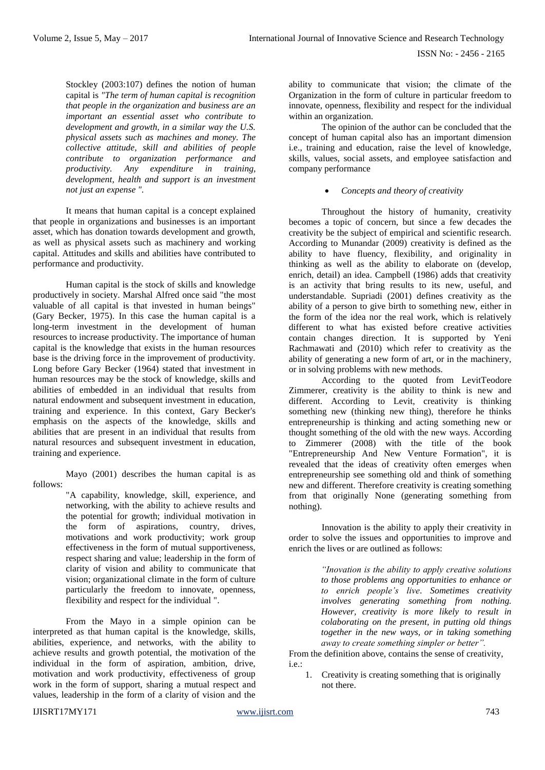Stockley (2003:107) defines the notion of human capital is *"The term of human capital is recognition that people in the organization and business are an important an essential asset who contribute to development and growth, in a similar way the U.S. physical assets such as machines and money. The collective attitude, skill and abilities of people contribute to organization performance and productivity. Any expenditure in training, development, health and support is an investment not just an expense ".*

It means that human capital is a concept explained that people in organizations and businesses is an important asset, which has donation towards development and growth, as well as physical assets such as machinery and working capital. Attitudes and skills and abilities have contributed to performance and productivity.

Human capital is the stock of skills and knowledge productively in society. Marshal Alfred once said "the most valuable of all capital is that invested in human beings" (Gary Becker, 1975). In this case the human capital is a long-term investment in the development of human resources to increase productivity. The importance of human capital is the knowledge that exists in the human resources base is the driving force in the improvement of productivity. Long before Gary Becker (1964) stated that investment in human resources may be the stock of knowledge, skills and abilities of embedded in an individual that results from natural endowment and subsequent investment in education, training and experience. In this context, Gary Becker's emphasis on the aspects of the knowledge, skills and abilities that are present in an individual that results from natural resources and subsequent investment in education, training and experience.

Mayo (2001) describes the human capital is as follows:

> "A capability, knowledge, skill, experience, and networking, with the ability to achieve results and the potential for growth; individual motivation in the form of aspirations, country, drives, motivations and work productivity; work group effectiveness in the form of mutual supportiveness, respect sharing and value; leadership in the form of clarity of vision and ability to communicate that vision; organizational climate in the form of culture particularly the freedom to innovate, openness, flexibility and respect for the individual ".

From the Mayo in a simple opinion can be interpreted as that human capital is the knowledge, skills, abilities, experience, and networks, with the ability to achieve results and growth potential, the motivation of the individual in the form of aspiration, ambition, drive, motivation and work productivity, effectiveness of group work in the form of support, sharing a mutual respect and values, leadership in the form of a clarity of vision and the ability to communicate that vision; the climate of the Organization in the form of culture in particular freedom to innovate, openness, flexibility and respect for the individual within an organization.

The opinion of the author can be concluded that the concept of human capital also has an important dimension i.e., training and education, raise the level of knowledge, skills, values, social assets, and employee satisfaction and company performance

- *Concepts and theory of creativity*

Throughout the history of humanity, creativity becomes a topic of concern, but since a few decades the creativity be the subject of empirical and scientific research. According to Munandar (2009) creativity is defined as the ability to have fluency, flexibility, and originality in thinking as well as the ability to elaborate on (develop, enrich, detail) an idea. Campbell (1986) adds that creativity is an activity that bring results to its new, useful, and understandable. Supriadi (2001) defines creativity as the ability of a person to give birth to something new, either in the form of the idea nor the real work, which is relatively different to what has existed before creative activities contain changes direction. It is supported by Yeni Rachmawati and (2010) which refer to creativity as the ability of generating a new form of art, or in the machinery, or in solving problems with new methods.

According to the quoted from LevitTeodore Zimmerer, creativity is the ability to think is new and different. According to Levit, creativity is thinking something new (thinking new thing), therefore he thinks entrepreneurship is thinking and acting something new or thought something of the old with the new ways. According to Zimmerer (2008) with the title of the book "Entrepreneurship And New Venture Formation", it is revealed that the ideas of creativity often emerges when entrepreneurship see something old and think of something new and different. Therefore creativity is creating something from that originally None (generating something from nothing).

Innovation is the ability to apply their creativity in order to solve the issues and opportunities to improve and enrich the lives or are outlined as follows:

> *"Inovation is the ability to apply creative solutions to those problems ang opportunities to enhance or to enrich people's live. Sometimes creativity involves generating something from nothing. However, creativity is more likely to result in colaborating on the present, in putting old things together in the new ways, or in taking something away to create something simpler or better".*

From the definition above, contains the sense of creativity, i.e.:

1. Creativity is creating something that is originally not there.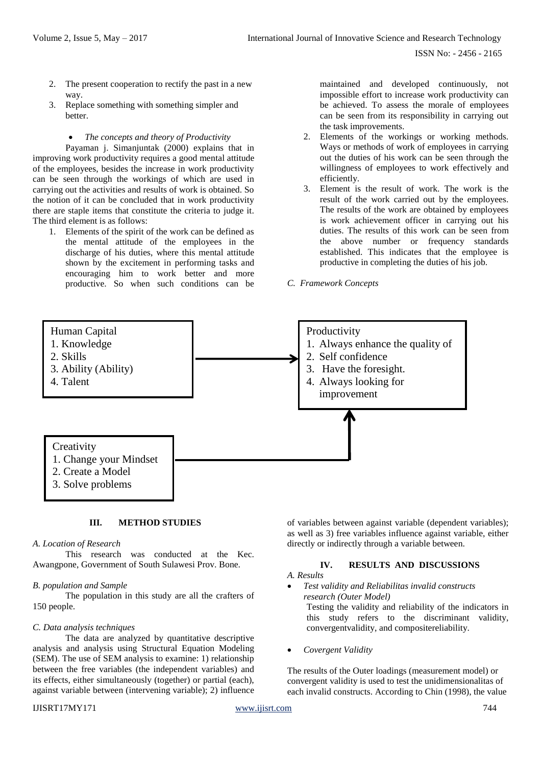2. The present cooperation to rectify the past in a new way.
3. Replace something with something simpler and better.

- *The concepts and theory of Productivity*

Payaman j. Simanjuntak (2000) explains that in improving work productivity requires a good mental attitude of the employees, besides the increase in work productivity can be seen through the workings of which are used in carrying out the activities and results of work is obtained. So the notion of it can be concluded that in work productivity there are staple items that constitute the criteria to judge it. The third element is as follows:

1. Elements of the spirit of the work can be defined as the mental attitude of the employees in the discharge of his duties, where this mental attitude shown by the excitement in performing tasks and encouraging him to work better and more productive. So when such conditions can be maintained and developed continuously, not impossible effort to increase work productivity can be achieved. To assess the morale of employees can be seen from its responsibility in carrying out the task improvements.
2. Elements of the workings or working methods. Ways or methods of work of employees in carrying out the duties of his work can be seen through the willingness of employees to work effectively and efficiently.
3. Element is the result of work. The work is the result of the work carried out by the employees. The results of the work are obtained by employees is work achievement officer in carrying out his duties. The results of this work can be seen from the above number or frequency standards established. This indicates that the employee is productive in completing the duties of his job.

*C. Framework Concepts*

Human Capital
1. Knowledge
2. Skills
3. Ability (Ability)
4. Talent

Productivity
1. Always enhance the quality of
2. Self confidence
3. Have the foresight.
4. Always looking for improvement

Creativity
1. Change your Mindset
2. Create a Model
3. Solve problems

## III. METHOD STUDIES

*A. Location of Research*

This research was conducted at the Kec. Awangpone, Government of South Sulawesi Prov. Bone.

*B. population and Sample*

The population in this study are all the crafters of 150 people.

*C. Data analysis techniques*

The data are analyzed by quantitative descriptive analysis and analysis using Structural Equation Modeling (SEM). The use of SEM analysis to examine: 1) relationship between the free variables (the independent variables) and its effects, either simultaneously (together) or partial (each), against variable between (intervening variable); 2) influence of variables between against variable (dependent variables); as well as 3) free variables influence against variable, either directly or indirectly through a variable between.

## IV. RESULTS AND DISCUSSIONS

*A. Results*

- *Test validity and Reliabilitas invalid constructs research (Outer Model)*

  Testing the validity and reliability of the indicators in this study refers to the discriminant validity, convergentvalidity, and compositereliability.

- *Covergent Validity*

The results of the Outer loadings (measurement model) or convergent validity is used to test the unidimensionalitas of each invalid constructs. According to Chin (1998), the value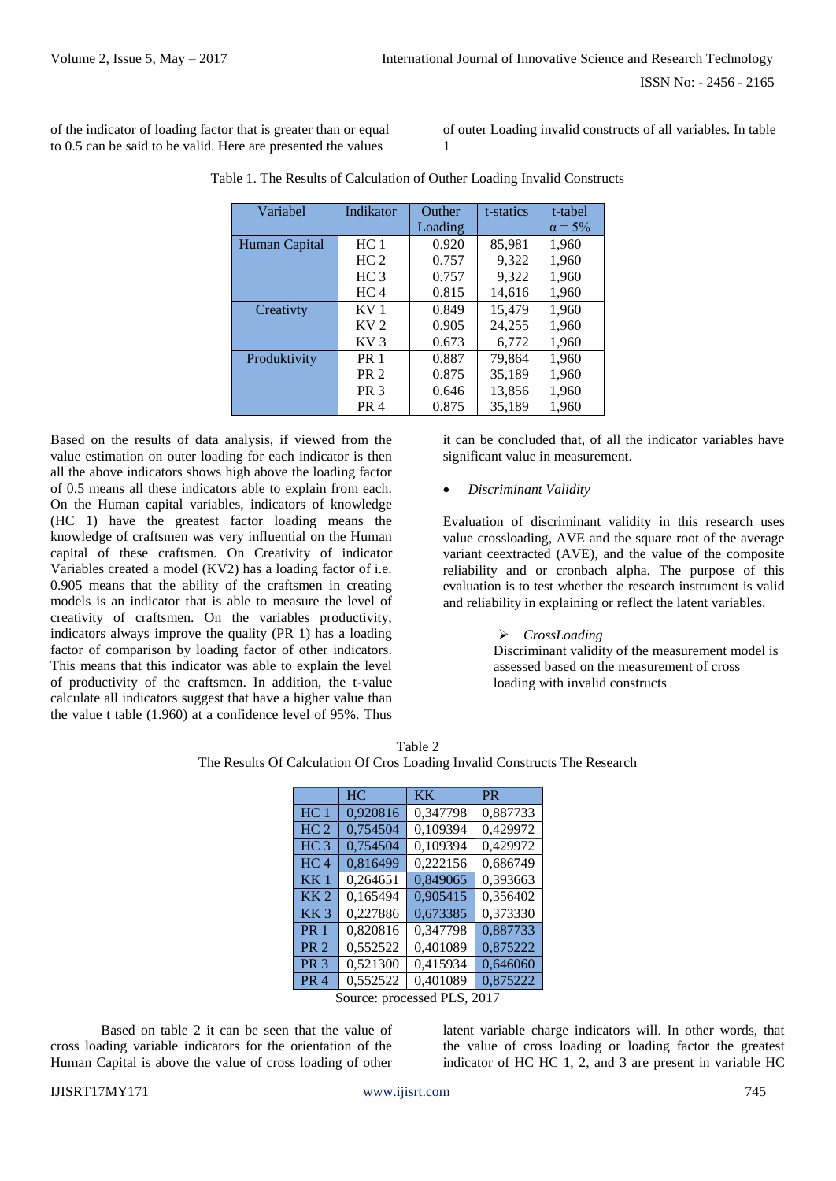of the indicator of loading factor that is greater than or equal to 0.5 can be said to be valid. Here are presented the values of outer Loading invalid constructs of all variables. In table 1

Table 1. The Results of Calculation of Outher Loading Invalid Constructs

| Variabel | Indikator | Outher Loading | t-statics | t-tabel $\alpha = 5\%$ |
|---|---|---|---|---|
| Human Capital | HC 1 | 0.920 | 85,981 | 1,960 |
| | HC 2 | 0.757 | 9,322 | 1,960 |
| | HC 3 | 0.757 | 9,322 | 1,960 |
| | HC 4 | 0.815 | 14,616 | 1,960 |
| Creativty | KV 1 | 0.849 | 15,479 | 1,960 |
| | KV 2 | 0.905 | 24,255 | 1,960 |
| | KV 3 | 0.673 | 6,772 | 1,960 |
| Produktivity | PR 1 | 0.887 | 79,864 | 1,960 |
| | PR 2 | 0.875 | 35,189 | 1,960 |
| | PR 3 | 0.646 | 13,856 | 1,960 |
| | PR 4 | 0.875 | 35,189 | 1,960 |

Based on the results of data analysis, if viewed from the value estimation on outer loading for each indicator is then all the above indicators shows high above the loading factor of 0.5 means all these indicators able to explain from each. On the Human capital variables, indicators of knowledge (HC 1) have the greatest factor loading means the knowledge of craftsmen was very influential on the Human capital of these craftsmen. On Creativity of indicator Variables created a model (KV2) has a loading factor of i.e. 0.905 means that the ability of the craftsmen in creating models is an indicator that is able to measure the level of creativity of craftsmen. On the variables productivity, indicators always improve the quality (PR 1) has a loading factor of comparison by loading factor of other indicators. This means that this indicator was able to explain the level of productivity of the craftsmen. In addition, the t-value calculate all indicators suggest that have a higher value than the value t table (1.960) at a confidence level of 95%. Thus it can be concluded that, of all the indicator variables have significant value in measurement.

- *Discriminant Validity*

Evaluation of discriminant validity in this research uses value crossloading, AVE and the square root of the average variant ceextracted (AVE), and the value of the composite reliability and or cronbach alpha. The purpose of this evaluation is to test whether the research instrument is valid and reliability in explaining or reflect the latent variables.

➢ *CrossLoading*

Discriminant validity of the measurement model is assessed based on the measurement of cross loading with invalid constructs

Table 2
The Results Of Calculation Of Cros Loading Invalid Constructs The Research

| | HC | KK | PR |
|---|---|---|---|
| HC 1 | 0,920816 | 0,347798 | 0,887733 |
| HC 2 | 0,754504 | 0,109394 | 0,429972 |
| HC 3 | 0,754504 | 0,109394 | 0,429972 |
| HC 4 | 0,816499 | 0,222156 | 0,686749 |
| KK 1 | 0,264651 | 0,849065 | 0,393663 |
| KK 2 | 0,165494 | 0,905415 | 0,356402 |
| KK 3 | 0,227886 | 0,673385 | 0,373330 |
| PR 1 | 0,820816 | 0,347798 | 0,887733 |
| PR 2 | 0,552522 | 0,401089 | 0,875222 |
| PR 3 | 0,521300 | 0,415934 | 0,646060 |
| PR 4 | 0,552522 | 0,401089 | 0,875222 |

Source: processed PLS, 2017

Based on table 2 it can be seen that the value of cross loading variable indicators for the orientation of the Human Capital is above the value of cross loading of other latent variable charge indicators will. In other words, that the value of cross loading or loading factor the greatest indicator of HC HC 1, 2, and 3 are present in variable HC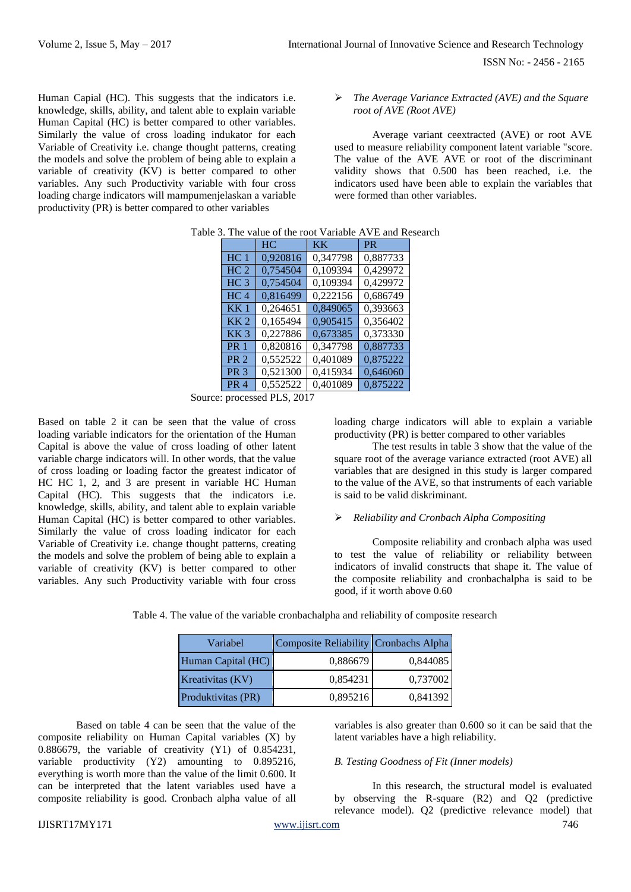Human Capial (HC). This suggests that the indicators i.e. knowledge, skills, ability, and talent able to explain variable Human Capital (HC) is better compared to other variables. Similarly the value of cross loading indukator for each Variable of Creativity i.e. change thought patterns, creating the models and solve the problem of being able to explain a variable of creativity (KV) is better compared to other variables. Any such Productivity variable with four cross loading charge indicators will mampumenjelaskan a variable productivity (PR) is better compared to other variables

- *The Average Variance Extracted (AVE) and the Square root of AVE (Root AVE)*

Average variant ceextracted (AVE) or root AVE used to measure reliability component latent variable "score. The value of the AVE AVE or root of the discriminant validity shows that 0.500 has been reached, i.e. the indicators used have been able to explain the variables that were formed than other variables.

Table 3. The value of the root Variable AVE and Research

| | HC | KK | PR |
|---|---|---|---|
| HC 1 | 0,920816 | 0,347798 | 0,887733 |
| HC 2 | 0,754504 | 0,109394 | 0,429972 |
| HC 3 | 0,754504 | 0,109394 | 0,429972 |
| HC 4 | 0,816499 | 0,222156 | 0,686749 |
| KK 1 | 0,264651 | 0,849065 | 0,393663 |
| KK 2 | 0,165494 | 0,905415 | 0,356402 |
| KK 3 | 0,227886 | 0,673385 | 0,373330 |
| PR 1 | 0,820816 | 0,347798 | 0,887733 |
| PR 2 | 0,552522 | 0,401089 | 0,875222 |
| PR 3 | 0,521300 | 0,415934 | 0,646060 |
| PR 4 | 0,552522 | 0,401089 | 0,875222 |

Source: processed PLS, 2017

Based on table 2 it can be seen that the value of cross loading variable indicators for the orientation of the Human Capital is above the value of cross loading of other latent variable charge indicators will. In other words, that the value of cross loading or loading factor the greatest indicator of HC HC 1, 2, and 3 are present in variable HC Human Capital (HC). This suggests that the indicators i.e. knowledge, skills, ability, and talent able to explain variable Human Capital (HC) is better compared to other variables. Similarly the value of cross loading indicator for each Variable of Creativity i.e. change thought patterns, creating the models and solve the problem of being able to explain a variable of creativity (KV) is better compared to other variables. Any such Productivity variable with four cross loading charge indicators will able to explain a variable productivity (PR) is better compared to other variables

The test results in table 3 show that the value of the square root of the average variance extracted (root AVE) all variables that are designed in this study is larger compared to the value of the AVE, so that instruments of each variable is said to be valid diskriminant.

- *Reliability and Cronbach Alpha Compositing*

Composite reliability and cronbach alpha was used to test the value of reliability or reliability between indicators of invalid constructs that shape it. The value of the composite reliability and cronbachalpha is said to be good, if it worth above 0.60

Table 4. The value of the variable cronbachalpha and reliability of composite research

| Variabel | Composite Reliability | Cronbachs Alpha |
|---|---|---|
| Human Capital (HC) | 0,886679 | 0,844085 |
| Kreativitas (KV) | 0,854231 | 0,737002 |
| Produktivitas (PR) | 0,895216 | 0,841392 |

Based on table 4 can be seen that the value of the composite reliability on Human Capital variables (X) by 0.886679, the variable of creativity (Y1) of 0.854231, variable productivity (Y2) amounting to 0.895216, everything is worth more than the value of the limit 0.600. It can be interpreted that the latent variables used have a composite reliability is good. Cronbach alpha value of all variables is also greater than 0.600 so it can be said that the latent variables have a high reliability.

*B. Testing Goodness of Fit (Inner models)*

In this research, the structural model is evaluated by observing the R-square (R2) and Q2 (predictive relevance model). Q2 (predictive relevance model) that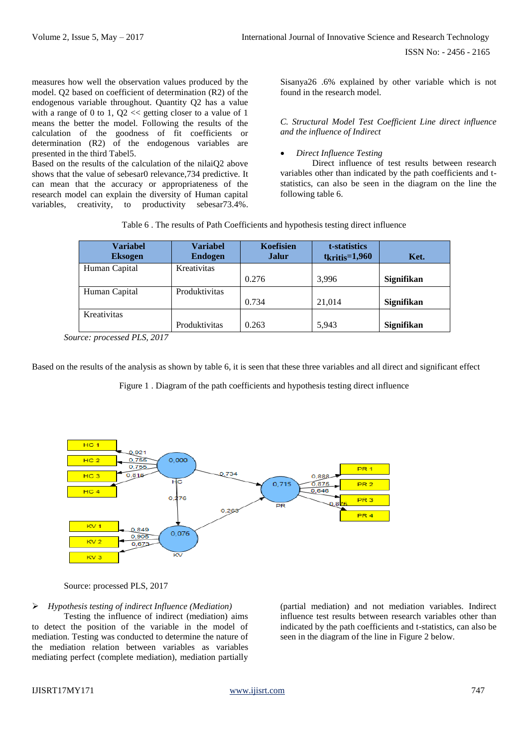measures how well the observation values produced by the model. Q2 based on coefficient of determination (R2) of the endogenous variable throughout. Quantity Q2 has a value with a range of 0 to 1, Q2 << getting closer to a value of 1 means the better the model. Following the results of the calculation of the goodness of fit coefficients or determination (R2) of the endogenous variables are presented in the third Tabel5.

Based on the results of the calculation of the nilaiQ2 above shows that the value of sebesar0 relevance,734 predictive. It can mean that the accuracy or appropriateness of the research model can explain the diversity of Human capital variables, creativity, to productivity sebesar73.4%. Sisanya26 .6% explained by other variable which is not found in the research model.

*C. Structural Model Test Coefficient Line direct influence and the influence of Indirect*

- *Direct Influence Testing*

Direct influence of test results between research variables other than indicated by the path coefficients and t-statistics, can also be seen in the diagram on the line the following table 6.

Table 6 . The results of Path Coefficients and hypothesis testing direct influence

| Variabel Eksogen | Variabel Endogen | Koefisien Jalur | t-statistics $t_{kritis}$=1,960 | Ket. |
|---|---|---|---|---|
| Human Capital | Kreativitas | 0.276 | 3,996 | **Signifikan** |
| Human Capital | Produktivitas | 0.734 | 21,014 | **Signifikan** |
| Kreativitas | Produktivitas | 0.263 | 5,943 | **Signifikan** |

*Source: processed PLS, 2017*

Based on the results of the analysis as shown by table 6, it is seen that these three variables and all direct and significant effect

Figure 1 . Diagram of the path coefficients and hypothesis testing direct influence

Source: processed PLS, 2017

- *Hypothesis testing of indirect Influence (Mediation)*

Testing the influence of indirect (mediation) aims to detect the position of the variable in the model of mediation. Testing was conducted to determine the nature of the mediation relation between variables as variables mediating perfect (complete mediation), mediation partially (partial mediation) and not mediation variables. Indirect influence test results between research variables other than indicated by the path coefficients and t-statistics, can also be seen in the diagram of the line in Figure 2 below.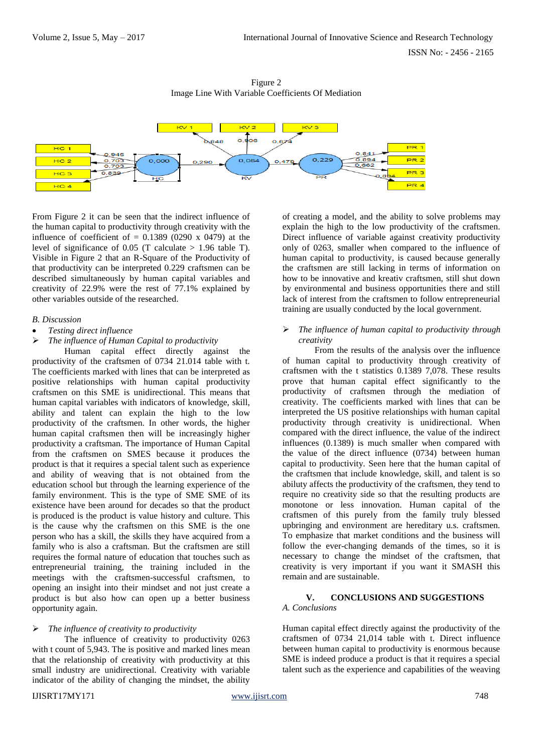Figure 2
Image Line With Variable Coefficients Of Mediation

From Figure 2 it can be seen that the indirect influence of the human capital to productivity through creativity with the influence of coefficient of = 0.1389 (0290 x 0479) at the level of significance of 0.05 (T calculate > 1.96 table T). Visible in Figure 2 that an R-Square of the Productivity of that productivity can be interpreted 0.229 craftsmen can be described simultaneously by human capital variables and creativity of 22.9% were the rest of 77.1% explained by other variables outside of the researched.

*B. Discussion*

- *Testing direct influence*
- *The influence of Human Capital to productivity*

Human capital effect directly against the productivity of the craftsmen of 0734 21.014 table with t. The coefficients marked with lines that can be interpreted as positive relationships with human capital productivity craftsmen on this SME is unidirectional. This means that human capital variables with indicators of knowledge, skill, ability and talent can explain the high to the low productivity of the craftsmen. In other words, the higher human capital craftsmen then will be increasingly higher productivity a craftsman. The importance of Human Capital from the craftsmen on SMES because it produces the product is that it requires a special talent such as experience and ability of weaving that is not obtained from the education school but through the learning experience of the family environment. This is the type of SME SME of its existence have been around for decades so that the product is produced is the product is value history and culture. This is the cause why the craftsmen on this SME is the one person who has a skill, the skills they have acquired from a family who is also a craftsman. But the craftsmen are still requires the formal nature of education that touches such as entrepreneurial training, the training included in the meetings with the craftsmen-successful craftsmen, to opening an insight into their mindset and not just create a product is but also how can open up a better business opportunity again.

- *The influence of creativity to productivity*

The influence of creativity to productivity 0263 with t count of 5,943. The is positive and marked lines mean that the relationship of creativity with productivity at this small industry are unidirectional. Creativity with variable indicator of the ability of changing the mindset, the ability of creating a model, and the ability to solve problems may explain the high to the low productivity of the craftsmen. Direct influence of variable against creativity productivity only of 0263, smaller when compared to the influence of human capital to productivity, is caused because generally the craftsmen are still lacking in terms of information on how to be innovative and kreativ craftsmen, still shut down by environmental and business opportunities there and still lack of interest from the craftsmen to follow entrepreneurial training are usually conducted by the local government.

- *The influence of human capital to productivity through creativity*

From the results of the analysis over the influence of human capital to productivity through creativity of craftsmen with the t statistics 0.1389 7,078. These results prove that human capital effect significantly to the productivity of craftsmen through the mediation of creativity. The coefficients marked with lines that can be interpreted the US positive relationships with human capital productivity through creativity is unidirectional. When compared with the direct influence, the value of the indirect influences (0.1389) is much smaller when compared with the value of the direct influence (0734) between human capital to productivity. Seen here that the human capital of the craftsmen that include knowledge, skill, and talent is so abiluty affects the productivity of the craftsmen, they tend to require no creativity side so that the resulting products are monotone or less innovation. Human capital of the craftsmen of this purely from the family truly blessed upbringing and environment are hereditary u.s. craftsmen. To emphasize that market conditions and the business will follow the ever-changing demands of the times, so it is necessary to change the mindset of the craftsmen, that creativity is very important if you want it SMASH this remain and are sustainable.

## V. CONCLUSIONS AND SUGGESTIONS

*A. Conclusions*

Human capital effect directly against the productivity of the craftsmen of 0734 21,014 table with t. Direct influence between human capital to productivity is enormous because SME is indeed produce a product is that it requires a special talent such as the experience and capabilities of the weaving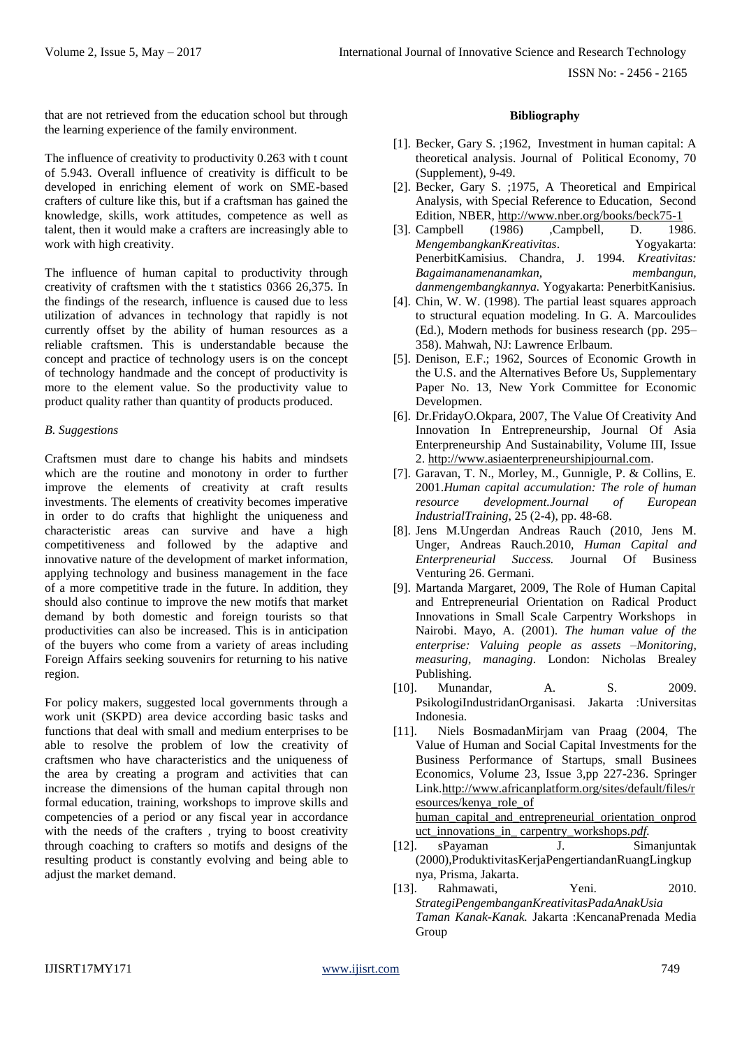that are not retrieved from the education school but through the learning experience of the family environment.

The influence of creativity to productivity 0.263 with t count of 5.943. Overall influence of creativity is difficult to be developed in enriching element of work on SME-based crafters of culture like this, but if a craftsman has gained the knowledge, skills, work attitudes, competence as well as talent, then it would make a crafters are increasingly able to work with high creativity.

The influence of human capital to productivity through creativity of craftsmen with the t statistics 0366 26,375. In the findings of the research, influence is caused due to less utilization of advances in technology that rapidly is not currently offset by the ability of human resources as a reliable craftsmen. This is understandable because the concept and practice of technology users is on the concept of technology handmade and the concept of productivity is more to the element value. So the productivity value to product quality rather than quantity of products produced.

### *B. Suggestions*

Craftsmen must dare to change his habits and mindsets which are the routine and monotony in order to further improve the elements of creativity at craft results investments. The elements of creativity becomes imperative in order to do crafts that highlight the uniqueness and characteristic areas can survive and have a high competitiveness and followed by the adaptive and innovative nature of the development of market information, applying technology and business management in the face of a more competitive trade in the future. In addition, they should also continue to improve the new motifs that market demand by both domestic and foreign tourists so that productivities can also be increased. This is in anticipation of the buyers who come from a variety of areas including Foreign Affairs seeking souvenirs for returning to his native region.

For policy makers, suggested local governments through a work unit (SKPD) area device according basic tasks and functions that deal with small and medium enterprises to be able to resolve the problem of low the creativity of craftsmen who have characteristics and the uniqueness of the area by creating a program and activities that can increase the dimensions of the human capital through non formal education, training, workshops to improve skills and competencies of a period or any fiscal year in accordance with the needs of the crafters , trying to boost creativity through coaching to crafters so motifs and designs of the resulting product is constantly evolving and being able to adjust the market demand.

## Bibliography

[1]. Becker, Gary S. ;1962, Investment in human capital: A theoretical analysis. Journal of Political Economy, 70 (Supplement), 9-49.

[2]. Becker, Gary S. ;1975, A Theoretical and Empirical Analysis, with Special Reference to Education, Second Edition, NBER, http://www.nber.org/books/beck75-1

[3]. Campbell (1986) ,Campbell, D. 1986. *MengembangkanKreativitas*. Yogyakarta: PenerbitKamisius. Chandra, J. 1994. *Kreativitas: Bagaimanamenanamkan, membangun, danmengembangkannya.* Yogyakarta: PenerbitKanisius.

[4]. Chin, W. W. (1998). The partial least squares approach to structural equation modeling. In G. A. Marcoulides (Ed.), Modern methods for business research (pp. 295–358). Mahwah, NJ: Lawrence Erlbaum.

[5]. Denison, E.F.; 1962, Sources of Economic Growth in the U.S. and the Alternatives Before Us, Supplementary Paper No. 13, New York Committee for Economic Developmen.

[6]. Dr.FridayO.Okpara, 2007, The Value Of Creativity And Innovation In Entrepreneurship, Journal Of Asia Enterpreneurship And Sustainability, Volume III, Issue 2. http://www.asiaenterpreneurshipjournal.com.

[7]. Garavan, T. N., Morley, M., Gunnigle, P. & Collins, E. 2001.*Human capital accumulation: The role of human resource development.Journal of European IndustrialTraining*, 25 (2-4), pp. 48-68.

[8]. Jens M.Ungerdan Andreas Rauch (2010, Jens M. Unger, Andreas Rauch.2010, *Human Capital and Enterpreneurial Success.* Journal Of Business Venturing 26. Germani.

[9]. Martanda Margaret, 2009, The Role of Human Capital and Entrepreneurial Orientation on Radical Product Innovations in Small Scale Carpentry Workshops in Nairobi. Mayo, A. (2001). *The human value of the enterprise: Valuing people as assets –Monitoring, measuring, managing*. London: Nicholas Brealey Publishing.

[10]. Munandar, A. S. 2009. PsikologiIndustridanOrganisasi. Jakarta :Universitas Indonesia.

[11]. Niels BosmadanMirjam van Praag (2004, The Value of Human and Social Capital Investments for the Business Performance of Startups, small Businees Economics, Volume 23, Issue 3,pp 227-236. Springer Link.http://www.africanplatform.org/sites/default/files/resources/kenya_role_of human_capital_and_entrepreneurial_orientation_onproduct_innovations_in_ carpentry_workshops.*pdf.*

[12]. sPayaman J. Simanjuntak (2000),ProduktivitasKerjaPengertiandanRuangLingkupnya, Prisma, Jakarta.

[13]. Rahmawati, Yeni. 2010. *StrategiPengembanganKreativitasPadaAnakUsia Taman Kanak-Kanak.* Jakarta :KencanaPrenada Media Group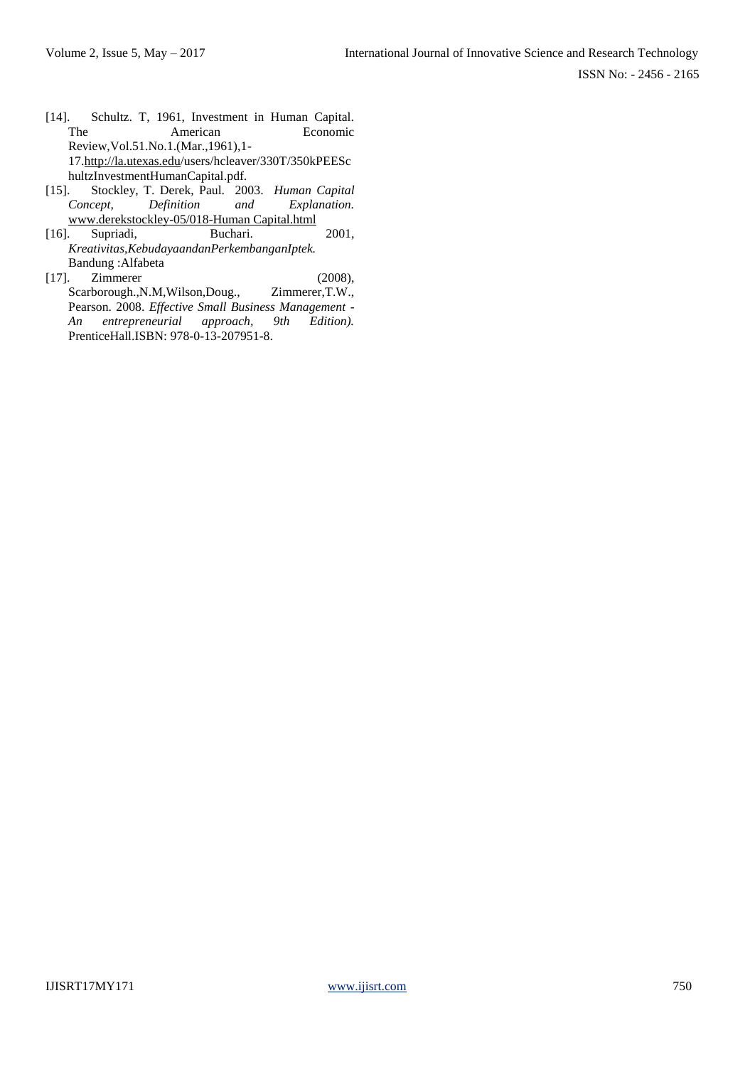[14]. Schultz. T, 1961, Investment in Human Capital. The American Economic Review,Vol.51.No.1.(Mar.,1961),1-17.http://la.utexas.edu/users/hcleaver/330T/350kPEESchultzInvestmentHumanCapital.pdf.

[15]. Stockley, T. Derek, Paul. 2003. *Human Capital Concept, Definition and Explanation.* www.derekstockley-05/018-Human Capital.html

[16]. Supriadi, Buchari. 2001, *Kreativitas,KebudayaandanPerkembanganIptek.* Bandung :Alfabeta

[17]. Zimmerer (2008), Scarborough.,N.M,Wilson,Doug., Zimmerer,T.W., Pearson. 2008. *Effective Small Business Management - An entrepreneurial approach, 9th Edition).* PrenticeHall.ISBN: 978-0-13-207951-8.